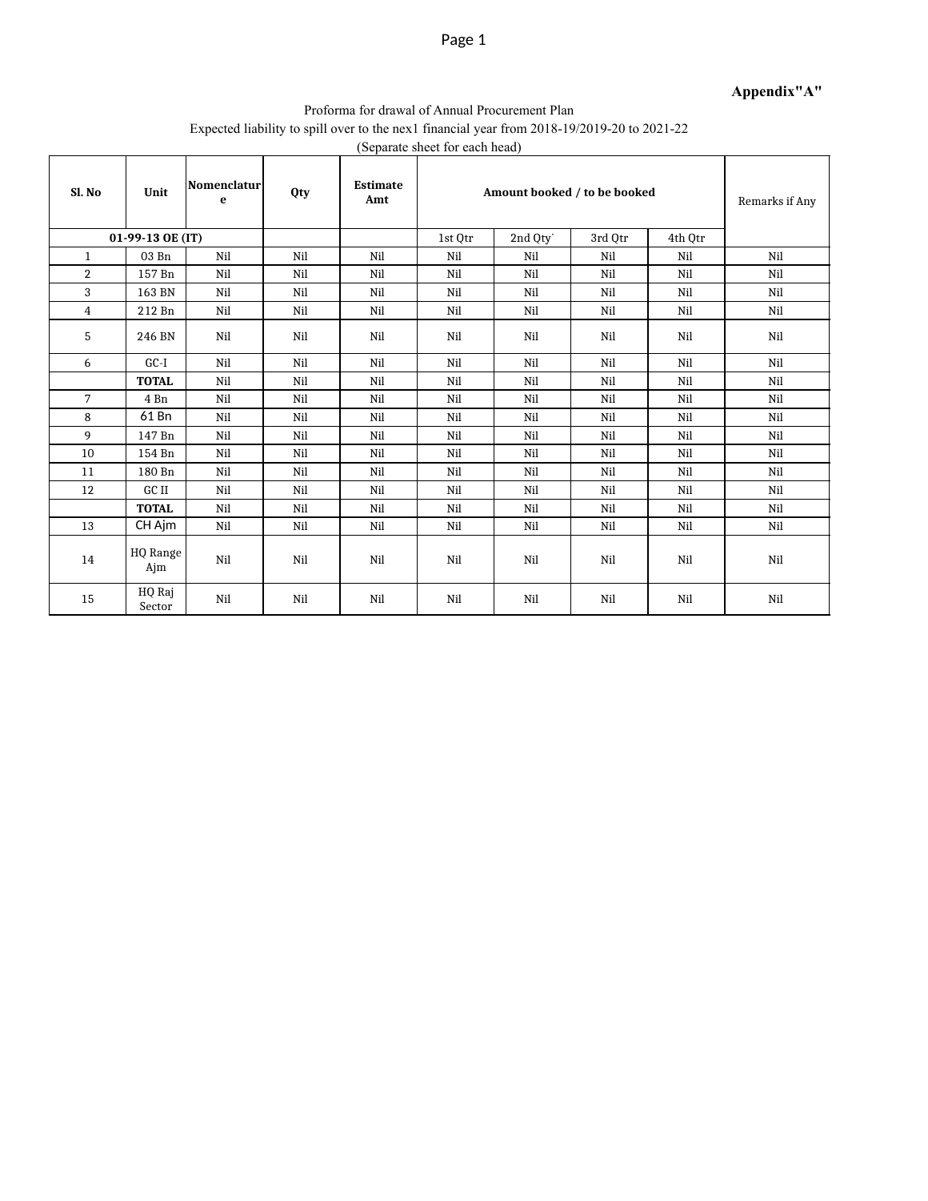**Appendix"A"**

Proforma for drawal of Annual Procurement Plan

Expected liability to spill over to the nex1 financial year from 2018-19/2019-20 to 2021-22

(Separate sheet for each head)

| Sl. No | Unit | Nomenclature | Qty | Estimate Amt | Amount booked / to be booked | | | | Remarks if Any |
|---|---|---|---|---|---|---|---|---|---|
| 01-99-13 OE (IT) | | | | | 1st Qtr | 2nd Qty` | 3rd Qtr | 4th Qtr | |
| 1 | 03 Bn | Nil | Nil | Nil | Nil | Nil | Nil | Nil | Nil |
| 2 | 157 Bn | Nil | Nil | Nil | Nil | Nil | Nil | Nil | Nil |
| 3 | 163 BN | Nil | Nil | Nil | Nil | Nil | Nil | Nil | Nil |
| 4 | 212 Bn | Nil | Nil | Nil | Nil | Nil | Nil | Nil | Nil |
| 5 | 246 BN | Nil | Nil | Nil | Nil | Nil | Nil | Nil | Nil |
| 6 | GC-I | Nil | Nil | Nil | Nil | Nil | Nil | Nil | Nil |
| | **TOTAL** | Nil | Nil | Nil | Nil | Nil | Nil | Nil | Nil |
| 7 | 4 Bn | Nil | Nil | Nil | Nil | Nil | Nil | Nil | Nil |
| 8 | 61 Bn | Nil | Nil | Nil | Nil | Nil | Nil | Nil | Nil |
| 9 | 147 Bn | Nil | Nil | Nil | Nil | Nil | Nil | Nil | Nil |
| 10 | 154 Bn | Nil | Nil | Nil | Nil | Nil | Nil | Nil | Nil |
| 11 | 180 Bn | Nil | Nil | Nil | Nil | Nil | Nil | Nil | Nil |
| 12 | GC II | Nil | Nil | Nil | Nil | Nil | Nil | Nil | Nil |
| | **TOTAL** | Nil | Nil | Nil | Nil | Nil | Nil | Nil | Nil |
| 13 | CH Ajm | Nil | Nil | Nil | Nil | Nil | Nil | Nil | Nil |
| 14 | HQ Range Ajm | Nil | Nil | Nil | Nil | Nil | Nil | Nil | Nil |
| 15 | HQ Raj Sector | Nil | Nil | Nil | Nil | Nil | Nil | Nil | Nil |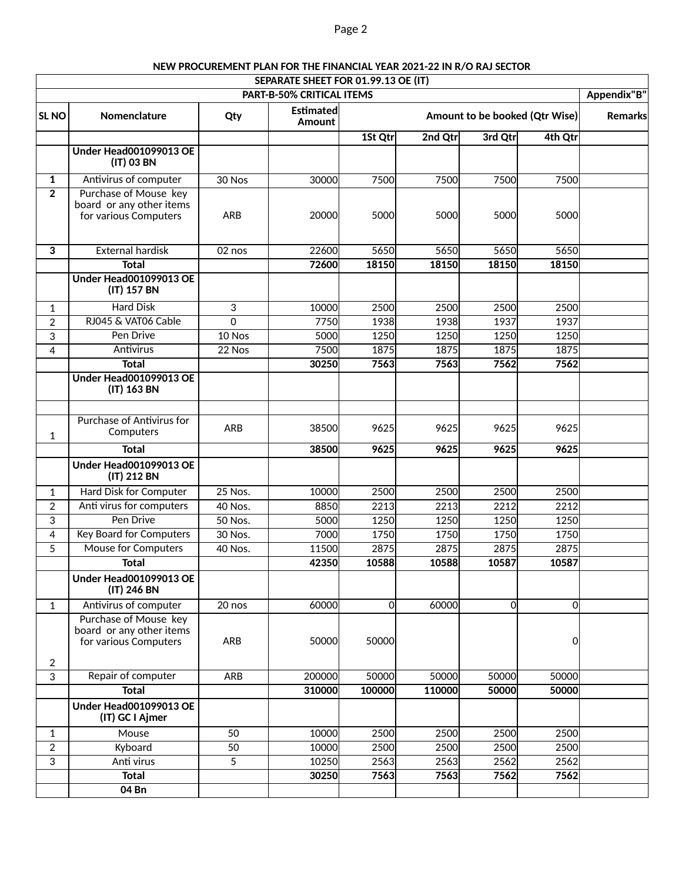**NEW PROCUREMENT PLAN FOR THE FINANCIAL YEAR 2021-22 IN R/O RAJ SECTOR**

| SEPARATE SHEET FOR 01.99.13 OE (IT) | | | | | | | | |
|---|---|---|---|---|---|---|---|---|
| PART-B-50% CRITICAL ITEMS | | | | | | | | Appendix"B" |
| SL NO | Nomenclature | Qty | Estimated Amount | Amount to be booked (Qtr Wise) | | | | Remarks |
| | | | | 1St Qtr | 2nd Qtr | 3rd Qtr | 4th Qtr | |
| | **Under Head001099013 OE (IT) 03 BN** | | | | | | | |
| **1** | Antivirus of computer | 30 Nos | 30000 | 7500 | 7500 | 7500 | 7500 | |
| **2** | Purchase of Mouse key board or any other items for various Computers | ARB | 20000 | 5000 | 5000 | 5000 | 5000 | |
| **3** | External hardisk | 02 nos | 22600 | 5650 | 5650 | 5650 | 5650 | |
| | **Total** | | **72600** | **18150** | **18150** | **18150** | **18150** | |
| | **Under Head001099013 OE (IT) 157 BN** | | | | | | | |
| 1 | Hard Disk | 3 | 10000 | 2500 | 2500 | 2500 | 2500 | |
| 2 | RJ045 & VAT06 Cable | 0 | 7750 | 1938 | 1938 | 1937 | 1937 | |
| 3 | Pen Drive | 10 Nos | 5000 | 1250 | 1250 | 1250 | 1250 | |
| 4 | Antivirus | 22 Nos | 7500 | 1875 | 1875 | 1875 | 1875 | |
| | **Total** | | **30250** | **7563** | **7563** | **7562** | **7562** | |
| | **Under Head001099013 OE (IT) 163 BN** | | | | | | | |
| | | | | | | | | |
| 1 | Purchase of Antivirus for Computers | ARB | 38500 | 9625 | 9625 | 9625 | 9625 | |
| | **Total** | | **38500** | **9625** | **9625** | **9625** | **9625** | |
| | **Under Head001099013 OE (IT) 212 BN** | | | | | | | |
| 1 | Hard Disk for Computer | 25 Nos. | 10000 | 2500 | 2500 | 2500 | 2500 | |
| 2 | Anti virus for computers | 40 Nos. | 8850 | 2213 | 2213 | 2212 | 2212 | |
| 3 | Pen Drive | 50 Nos. | 5000 | 1250 | 1250 | 1250 | 1250 | |
| 4 | Key Board for Computers | 30 Nos. | 7000 | 1750 | 1750 | 1750 | 1750 | |
| 5 | Mouse for Computers | 40 Nos. | 11500 | 2875 | 2875 | 2875 | 2875 | |
| | **Total** | | **42350** | **10588** | **10588** | **10587** | **10587** | |
| | **Under Head001099013 OE (IT) 246 BN** | | | | | | | |
| 1 | Antivirus of computer | 20 nos | 60000 | 0 | 60000 | 0 | 0 | |
| 2 | Purchase of Mouse key board or any other items for various Computers | ARB | 50000 | 50000 | | | 0 | |
| 3 | Repair of computer | ARB | 200000 | 50000 | 50000 | 50000 | 50000 | |
| | **Total** | | **310000** | **100000** | **110000** | **50000** | **50000** | |
| | **Under Head001099013 OE (IT) GC I Ajmer** | | | | | | | |
| 1 | Mouse | 50 | 10000 | 2500 | 2500 | 2500 | 2500 | |
| 2 | Kyboard | 50 | 10000 | 2500 | 2500 | 2500 | 2500 | |
| 3 | Anti virus | 5 | 10250 | 2563 | 2563 | 2562 | 2562 | |
| | **Total** | | **30250** | **7563** | **7563** | **7562** | **7562** | |
| | **04 Bn** | | | | | | | |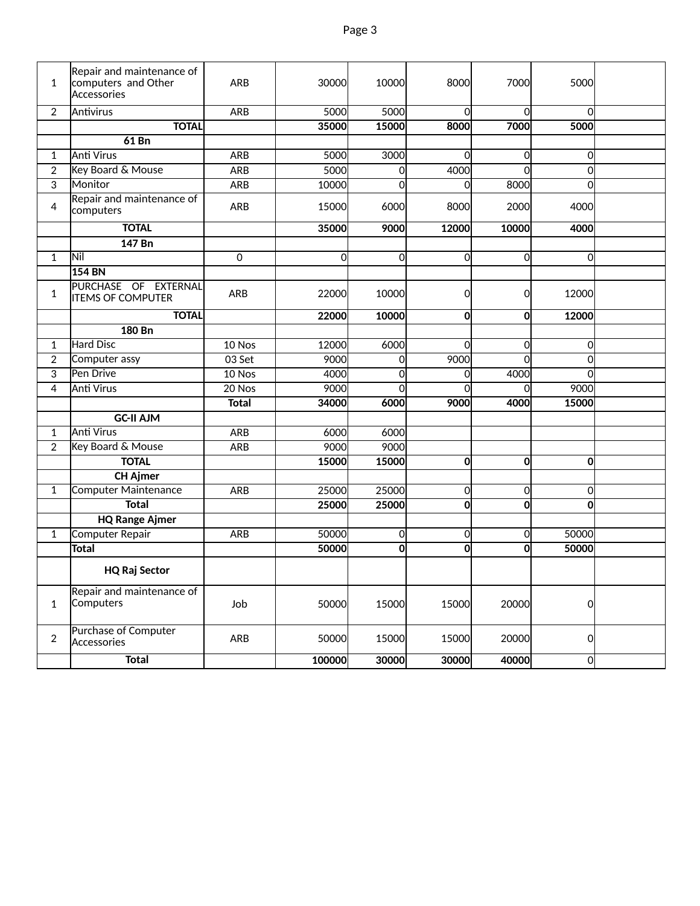| 1 | Repair and maintenance of computers and Other Accessories | ARB | 30000 | 10000 | 8000 | 7000 | 5000 | |
|---|---|---|---|---|---|---|---|---|
| 2 | Antivirus | ARB | 5000 | 5000 | 0 | 0 | 0 | |
| | **TOTAL** | | **35000** | **15000** | **8000** | **7000** | **5000** | |
| | **61 Bn** | | | | | | | |
| 1 | Anti Virus | ARB | 5000 | 3000 | 0 | 0 | 0 | |
| 2 | Key Board & Mouse | ARB | 5000 | 0 | 4000 | 0 | 0 | |
| 3 | Monitor | ARB | 10000 | 0 | 0 | 8000 | 0 | |
| 4 | Repair and maintenance of computers | ARB | 15000 | 6000 | 8000 | 2000 | 4000 | |
| | **TOTAL** | | **35000** | **9000** | **12000** | **10000** | **4000** | |
| | **147 Bn** | | | | | | | |
| 1 | Nil | 0 | 0 | 0 | 0 | 0 | 0 | |
| | **154 BN** | | | | | | | |
| 1 | PURCHASE OF EXTERNAL ITEMS OF COMPUTER | ARB | 22000 | 10000 | 0 | 0 | 12000 | |
| | **TOTAL** | | **22000** | **10000** | **0** | **0** | **12000** | |
| | **180 Bn** | | | | | | | |
| 1 | Hard Disc | 10 Nos | 12000 | 6000 | 0 | 0 | 0 | |
| 2 | Computer assy | 03 Set | 9000 | 0 | 9000 | 0 | 0 | |
| 3 | Pen Drive | 10 Nos | 4000 | 0 | 0 | 4000 | 0 | |
| 4 | Anti Virus | 20 Nos | 9000 | 0 | 0 | 0 | 9000 | |
| | | **Total** | **34000** | **6000** | **9000** | **4000** | **15000** | |
| | **GC-II AJM** | | | | | | | |
| 1 | Anti Virus | ARB | 6000 | 6000 | | | | |
| 2 | Key Board & Mouse | ARB | 9000 | 9000 | | | | |
| | **TOTAL** | | **15000** | **15000** | **0** | **0** | **0** | |
| | **CH Ajmer** | | | | | | | |
| 1 | Computer Maintenance | ARB | 25000 | 25000 | 0 | 0 | 0 | |
| | **Total** | | **25000** | **25000** | **0** | **0** | **0** | |
| | **HQ Range Ajmer** | | | | | | | |
| 1 | Computer Repair | ARB | 50000 | 0 | 0 | 0 | 50000 | |
| | **Total** | | **50000** | **0** | **0** | **0** | **50000** | |
| | **HQ Raj Sector** | | | | | | | |
| 1 | Repair and maintenance of Computers | Job | 50000 | 15000 | 15000 | 20000 | 0 | |
| 2 | Purchase of Computer Accessories | ARB | 50000 | 15000 | 15000 | 20000 | 0 | |
| | **Total** | | **100000** | **30000** | **30000** | **40000** | 0 | |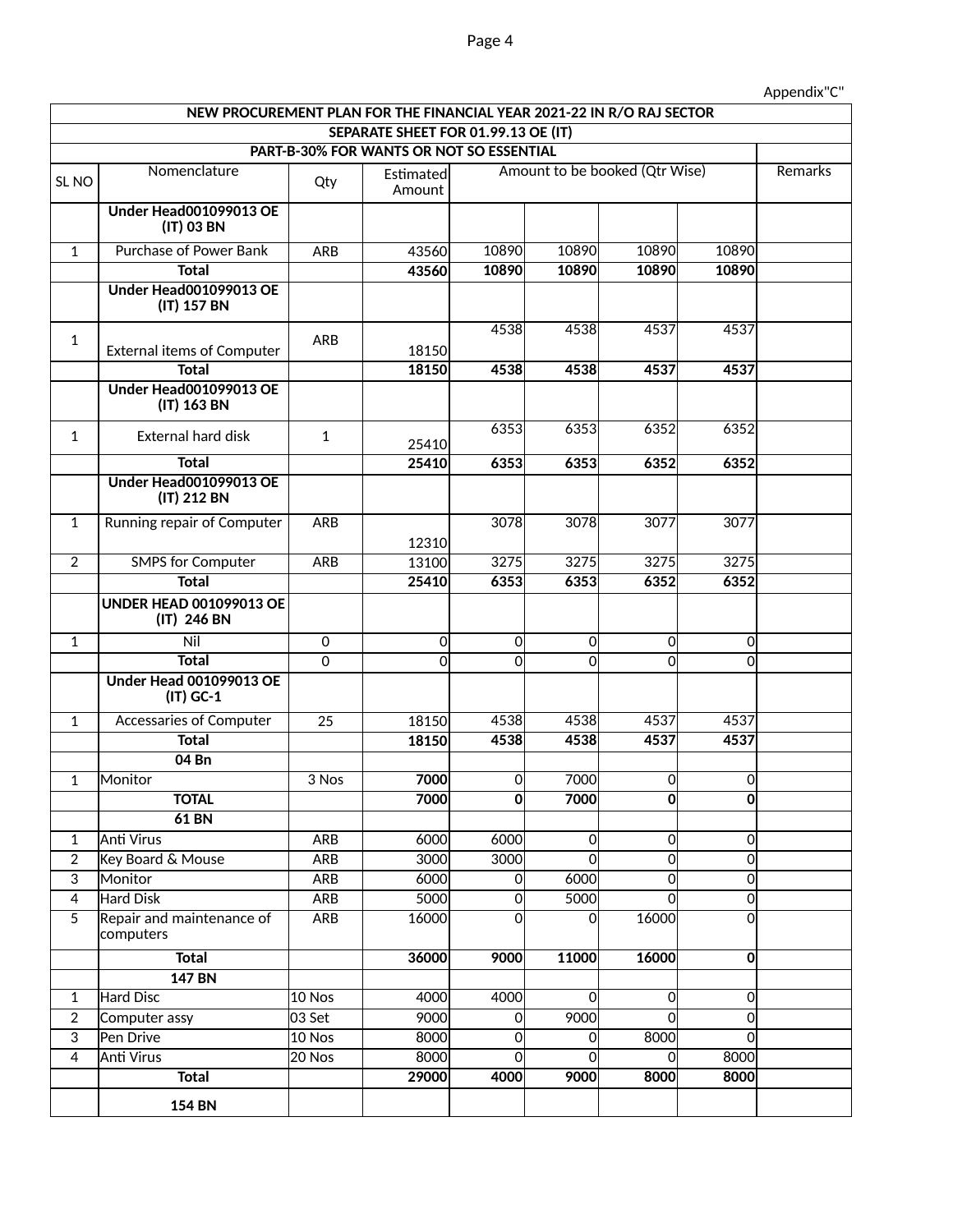Appendix"C"

| NEW PROCUREMENT PLAN FOR THE FINANCIAL YEAR 2021-22 IN R/O RAJ SECTOR | | | | | | | | |
|---|---|---|---|---|---|---|---|---|
| SEPARATE SHEET FOR 01.99.13 OE (IT) | | | | | | | | |
| PART-B-30% FOR WANTS OR NOT SO ESSENTIAL | | | | | | | | |
| SL NO | Nomenclature | Qty | Estimated Amount | Amount to be booked (Qtr Wise) | | | | Remarks |
| | **Under Head001099013 OE (IT) 03 BN** | | | | | | | |
| 1 | Purchase of Power Bank | ARB | 43560 | 10890 | 10890 | 10890 | 10890 | |
| | **Total** | | **43560** | **10890** | **10890** | **10890** | **10890** | |
| | **Under Head001099013 OE (IT) 157 BN** | | | | | | | |
| 1 | External items of Computer | ARB | 18150 | 4538 | 4538 | 4537 | 4537 | |
| | **Total** | | **18150** | **4538** | **4538** | **4537** | **4537** | |
| | **Under Head001099013 OE (IT) 163 BN** | | | | | | | |
| 1 | External hard disk | 1 | 25410 | 6353 | 6353 | 6352 | 6352 | |
| | **Total** | | **25410** | **6353** | **6353** | **6352** | **6352** | |
| | **Under Head001099013 OE (IT) 212 BN** | | | | | | | |
| 1 | Running repair of Computer | ARB | 12310 | 3078 | 3078 | 3077 | 3077 | |
| 2 | SMPS for Computer | ARB | 13100 | 3275 | 3275 | 3275 | 3275 | |
| | **Total** | | **25410** | **6353** | **6353** | **6352** | **6352** | |
| | **UNDER HEAD 001099013 OE (IT) 246 BN** | | | | | | | |
| 1 | Nil | 0 | 0 | 0 | 0 | 0 | 0 | |
| | **Total** | 0 | 0 | 0 | 0 | 0 | 0 | |
| | **Under Head 001099013 OE (IT) GC-1** | | | | | | | |
| 1 | Accessaries of Computer | 25 | 18150 | 4538 | 4538 | 4537 | 4537 | |
| | **Total** | | **18150** | **4538** | **4538** | **4537** | **4537** | |
| | **04 Bn** | | | | | | | |
| 1 | Monitor | 3 Nos | **7000** | 0 | 7000 | 0 | 0 | |
| | **TOTAL** | | **7000** | **0** | **7000** | **0** | **0** | |
| | **61 BN** | | | | | | | |
| 1 | Anti Virus | ARB | 6000 | 6000 | 0 | 0 | 0 | |
| 2 | Key Board & Mouse | ARB | 3000 | 3000 | 0 | 0 | 0 | |
| 3 | Monitor | ARB | 6000 | 0 | 6000 | 0 | 0 | |
| 4 | Hard Disk | ARB | 5000 | 0 | 5000 | 0 | 0 | |
| 5 | Repair and maintenance of computers | ARB | 16000 | 0 | 0 | 16000 | 0 | |
| | **Total** | | **36000** | **9000** | **11000** | **16000** | **0** | |
| | **147 BN** | | | | | | | |
| 1 | Hard Disc | 10 Nos | 4000 | 4000 | 0 | 0 | 0 | |
| 2 | Computer assy | 03 Set | 9000 | 0 | 9000 | 0 | 0 | |
| 3 | Pen Drive | 10 Nos | 8000 | 0 | 0 | 8000 | 0 | |
| 4 | Anti Virus | 20 Nos | 8000 | 0 | 0 | 0 | 8000 | |
| | **Total** | | **29000** | **4000** | **9000** | **8000** | **8000** | |
| | **154 BN** | | | | | | | |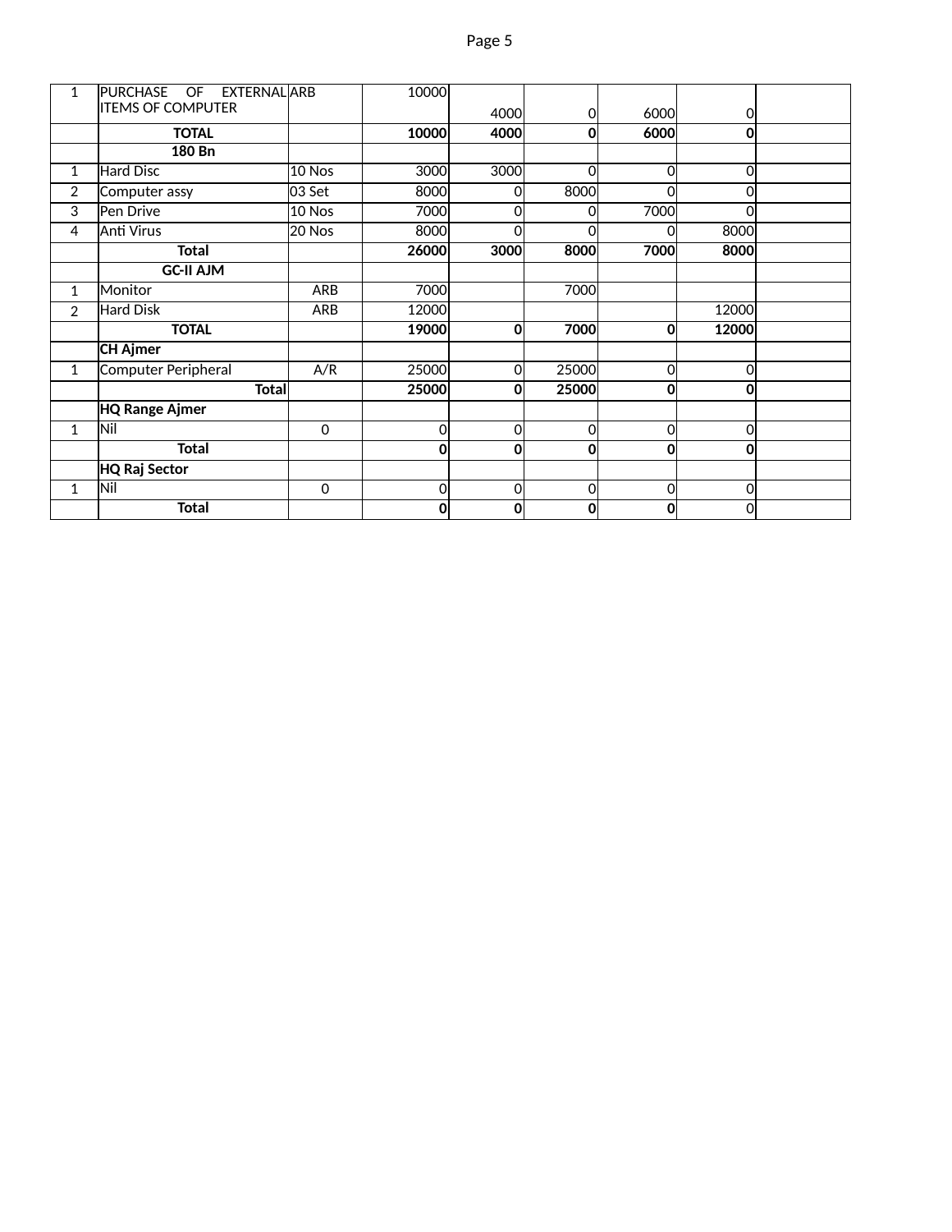| | | | | | | | | |
|---|---|---|---|---|---|---|---|---|
| 1 | PURCHASE OF EXTERNAL ITEMS OF COMPUTER | ARB | 10000 | 4000 | 0 | 6000 | 0 | |
| | **TOTAL** | | **10000** | **4000** | **0** | **6000** | **0** | |
| | **180 Bn** | | | | | | | |
| 1 | Hard Disc | 10 Nos | 3000 | 3000 | 0 | 0 | 0 | |
| 2 | Computer assy | 03 Set | 8000 | 0 | 8000 | 0 | 0 | |
| 3 | Pen Drive | 10 Nos | 7000 | 0 | 0 | 7000 | 0 | |
| 4 | Anti Virus | 20 Nos | 8000 | 0 | 0 | 0 | 8000 | |
| | **Total** | | **26000** | **3000** | **8000** | **7000** | **8000** | |
| | **GC-II AJM** | | | | | | | |
| 1 | Monitor | ARB | 7000 | | 7000 | | | |
| 2 | Hard Disk | ARB | 12000 | | | | 12000 | |
| | **TOTAL** | | **19000** | **0** | **7000** | **0** | **12000** | |
| | **CH Ajmer** | | | | | | | |
| 1 | Computer Peripheral | A/R | 25000 | 0 | 25000 | 0 | 0 | |
| | **Total** | | **25000** | **0** | **25000** | **0** | **0** | |
| | **HQ Range Ajmer** | | | | | | | |
| 1 | Nil | 0 | 0 | 0 | 0 | 0 | 0 | |
| | **Total** | | **0** | **0** | **0** | **0** | **0** | |
| | **HQ Raj Sector** | | | | | | | |
| 1 | Nil | 0 | 0 | 0 | 0 | 0 | 0 | |
| | **Total** | | **0** | **0** | **0** | **0** | 0 | |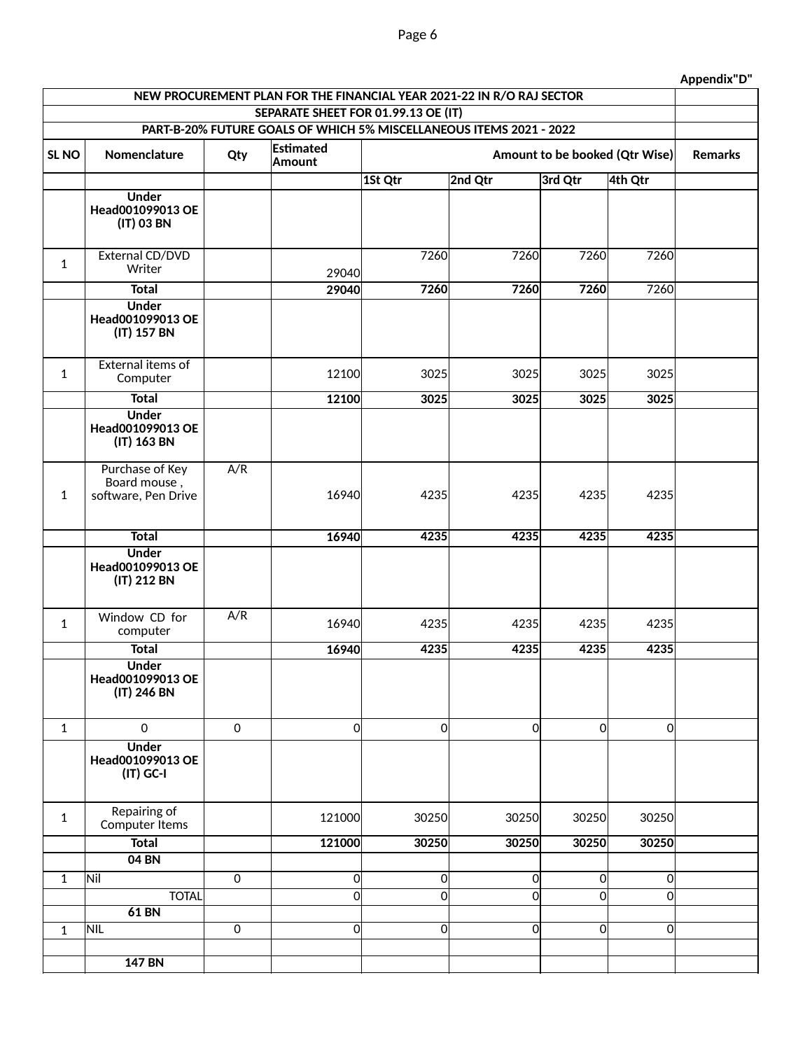Appendix"D"

| NEW PROCUREMENT PLAN FOR THE FINANCIAL YEAR 2021-22 IN R/O RAJ SECTOR | | | | | | | | |
|---|---|---|---|---|---|---|---|---|
| SEPARATE SHEET FOR 01.99.13 OE (IT) | | | | | | | | |
| PART-B-20% FUTURE GOALS OF WHICH 5% MISCELLANEOUS ITEMS 2021 - 2022 | | | | | | | | |
| **SL NO** | **Nomenclature** | **Qty** | **Estimated Amount** | **Amount to be booked (Qtr Wise)** | | | | **Remarks** |
| | | | | **1St Qtr** | **2nd Qtr** | **3rd Qtr** | **4th Qtr** | |
| | **Under Head001099013 OE (IT) 03 BN** | | | | | | | |
| 1 | External CD/DVD Writer | | 29040 | 7260 | 7260 | 7260 | 7260 | |
| | **Total** | | **29040** | **7260** | **7260** | **7260** | 7260 | |
| | **Under Head001099013 OE (IT) 157 BN** | | | | | | | |
| 1 | External items of Computer | | 12100 | 3025 | 3025 | 3025 | 3025 | |
| | **Total** | | **12100** | **3025** | **3025** | **3025** | **3025** | |
| | **Under Head001099013 OE (IT) 163 BN** | | | | | | | |
| 1 | Purchase of Key Board mouse , software, Pen Drive | A/R | 16940 | 4235 | 4235 | 4235 | 4235 | |
| | **Total** | | **16940** | **4235** | **4235** | **4235** | **4235** | |
| | **Under Head001099013 OE (IT) 212 BN** | | | | | | | |
| 1 | Window CD for computer | A/R | 16940 | 4235 | 4235 | 4235 | 4235 | |
| | **Total** | | **16940** | **4235** | **4235** | **4235** | **4235** | |
| | **Under Head001099013 OE (IT) 246 BN** | | | | | | | |
| 1 | 0 | 0 | 0 | 0 | 0 | 0 | 0 | |
| | **Under Head001099013 OE (IT) GC-I** | | | | | | | |
| 1 | Repairing of Computer Items | | 121000 | 30250 | 30250 | 30250 | 30250 | |
| | **Total** | | **121000** | **30250** | **30250** | **30250** | **30250** | |
| | **04 BN** | | | | | | | |
| 1 | Nil | 0 | 0 | 0 | 0 | 0 | 0 | |
| | TOTAL | | 0 | 0 | 0 | 0 | 0 | |
| | **61 BN** | | | | | | | |
| 1 | NIL | 0 | 0 | 0 | 0 | 0 | 0 | |
| | | | | | | | | |
| | **147 BN** | | | | | | | |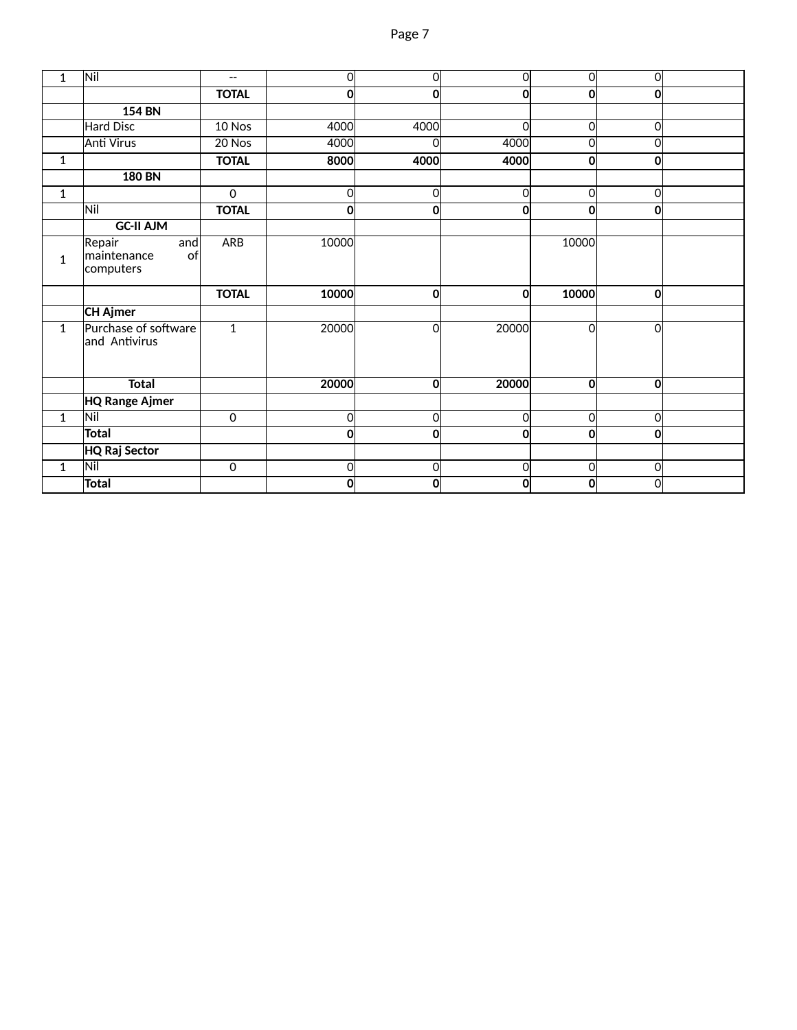| | | | | | | | | |
|---|---|---|---|---|---|---|---|---|
| 1 | Nil | -- | 0 | 0 | 0 | 0 | 0 | |
| | | **TOTAL** | **0** | **0** | **0** | **0** | **0** | |
| | **154 BN** | | | | | | | |
| | Hard Disc | 10 Nos | 4000 | 4000 | 0 | 0 | 0 | |
| | Anti Virus | 20 Nos | 4000 | 0 | 4000 | 0 | 0 | |
| 1 | | **TOTAL** | **8000** | **4000** | **4000** | **0** | **0** | |
| | **180 BN** | | | | | | | |
| 1 | | 0 | 0 | 0 | 0 | 0 | 0 | |
| | Nil | **TOTAL** | **0** | **0** | **0** | **0** | **0** | |
| | **GC-II AJM** | | | | | | | |
| 1 | Repair and maintenance of computers | ARB | 10000 | | | 10000 | | |
| | | **TOTAL** | **10000** | **0** | **0** | **10000** | **0** | |
| | **CH Ajmer** | | | | | | | |
| 1 | Purchase of software and Antivirus | 1 | 20000 | 0 | 20000 | 0 | 0 | |
| | **Total** | | **20000** | **0** | **20000** | **0** | **0** | |
| | **HQ Range Ajmer** | | | | | | | |
| 1 | Nil | 0 | 0 | 0 | 0 | 0 | 0 | |
| | **Total** | | **0** | **0** | **0** | **0** | **0** | |
| | **HQ Raj Sector** | | | | | | | |
| 1 | Nil | 0 | 0 | 0 | 0 | 0 | 0 | |
| | **Total** | | **0** | **0** | **0** | **0** | 0 | |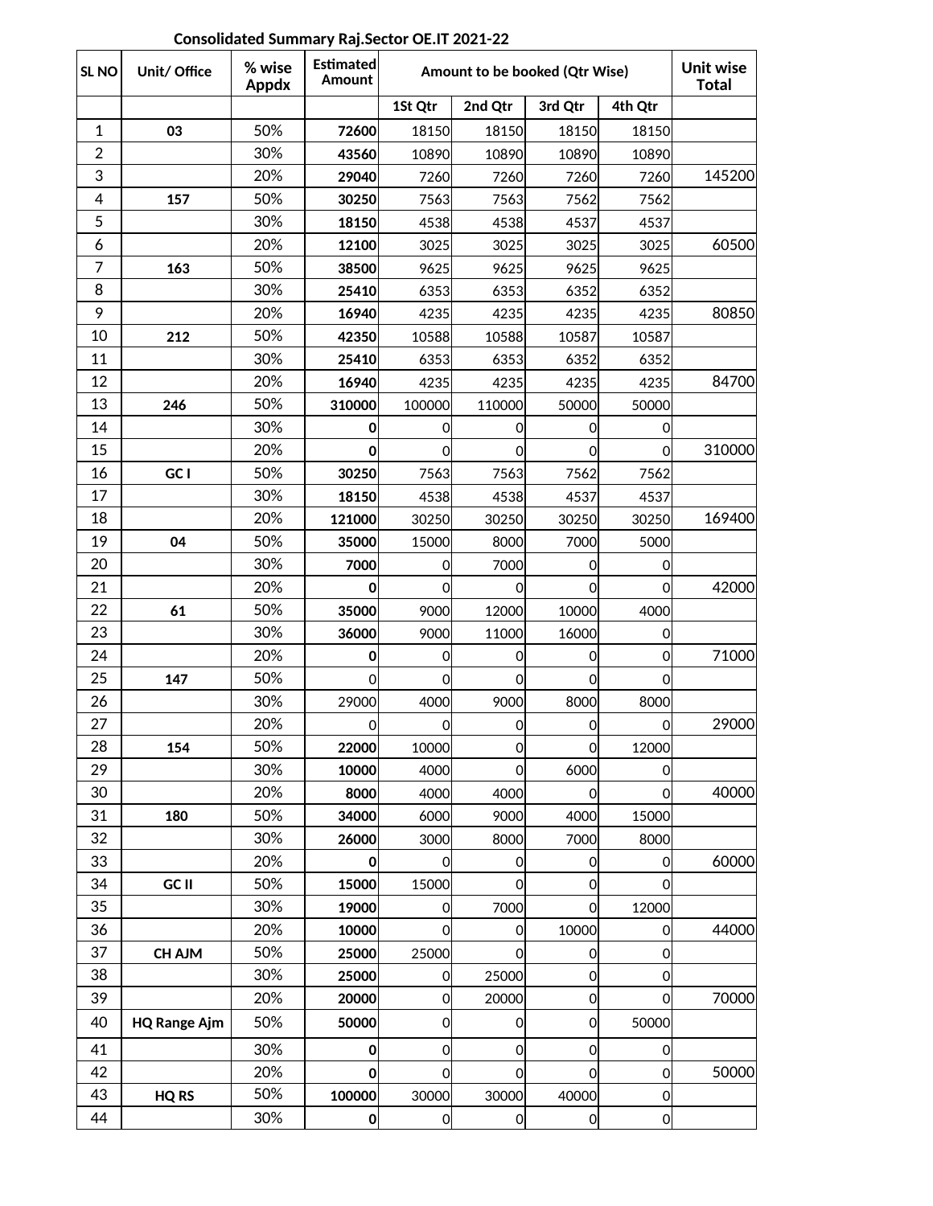Consolidated Summary Raj.Sector OE.IT 2021-22

| SL NO | Unit/ Office | % wise Appdx | Estimated Amount | Amount to be booked (Qtr Wise) | | | | Unit wise Total |
|---|---|---|---|---|---|---|---|---|
| | | | | 1St Qtr | 2nd Qtr | 3rd Qtr | 4th Qtr | |
| 1 | **03** | 50% | **72600** | 18150 | 18150 | 18150 | 18150 | |
| 2 | | 30% | **43560** | 10890 | 10890 | 10890 | 10890 | |
| 3 | | 20% | **29040** | 7260 | 7260 | 7260 | 7260 | 145200 |
| 4 | **157** | 50% | **30250** | 7563 | 7563 | 7562 | 7562 | |
| 5 | | 30% | **18150** | 4538 | 4538 | 4537 | 4537 | |
| 6 | | 20% | **12100** | 3025 | 3025 | 3025 | 3025 | 60500 |
| 7 | **163** | 50% | **38500** | 9625 | 9625 | 9625 | 9625 | |
| 8 | | 30% | **25410** | 6353 | 6353 | 6352 | 6352 | |
| 9 | | 20% | **16940** | 4235 | 4235 | 4235 | 4235 | 80850 |
| 10 | **212** | 50% | **42350** | 10588 | 10588 | 10587 | 10587 | |
| 11 | | 30% | **25410** | 6353 | 6353 | 6352 | 6352 | |
| 12 | | 20% | **16940** | 4235 | 4235 | 4235 | 4235 | 84700 |
| 13 | **246** | 50% | **310000** | 100000 | 110000 | 50000 | 50000 | |
| 14 | | 30% | **0** | 0 | 0 | 0 | 0 | |
| 15 | | 20% | **0** | 0 | 0 | 0 | 0 | 310000 |
| 16 | **GC I** | 50% | **30250** | 7563 | 7563 | 7562 | 7562 | |
| 17 | | 30% | **18150** | 4538 | 4538 | 4537 | 4537 | |
| 18 | | 20% | **121000** | 30250 | 30250 | 30250 | 30250 | 169400 |
| 19 | **04** | 50% | **35000** | 15000 | 8000 | 7000 | 5000 | |
| 20 | | 30% | **7000** | 0 | 7000 | 0 | 0 | |
| 21 | | 20% | **0** | 0 | 0 | 0 | 0 | 42000 |
| 22 | **61** | 50% | **35000** | 9000 | 12000 | 10000 | 4000 | |
| 23 | | 30% | **36000** | 9000 | 11000 | 16000 | 0 | |
| 24 | | 20% | **0** | 0 | 0 | 0 | 0 | 71000 |
| 25 | **147** | 50% | 0 | 0 | 0 | 0 | 0 | |
| 26 | | 30% | 29000 | 4000 | 9000 | 8000 | 8000 | |
| 27 | | 20% | 0 | 0 | 0 | 0 | 0 | 29000 |
| 28 | **154** | 50% | **22000** | 10000 | 0 | 0 | 12000 | |
| 29 | | 30% | **10000** | 4000 | 0 | 6000 | 0 | |
| 30 | | 20% | **8000** | 4000 | 4000 | 0 | 0 | 40000 |
| 31 | **180** | 50% | **34000** | 6000 | 9000 | 4000 | 15000 | |
| 32 | | 30% | **26000** | 3000 | 8000 | 7000 | 8000 | |
| 33 | | 20% | **0** | 0 | 0 | 0 | 0 | 60000 |
| 34 | **GC II** | 50% | **15000** | 15000 | 0 | 0 | 0 | |
| 35 | | 30% | **19000** | 0 | 7000 | 0 | 12000 | |
| 36 | | 20% | **10000** | 0 | 0 | 10000 | 0 | 44000 |
| 37 | **CH AJM** | 50% | **25000** | 25000 | 0 | 0 | 0 | |
| 38 | | 30% | **25000** | 0 | 25000 | 0 | 0 | |
| 39 | | 20% | **20000** | 0 | 20000 | 0 | 0 | 70000 |
| 40 | **HQ Range Ajm** | 50% | **50000** | 0 | 0 | 0 | 50000 | |
| 41 | | 30% | **0** | 0 | 0 | 0 | 0 | |
| 42 | | 20% | **0** | 0 | 0 | 0 | 0 | 50000 |
| 43 | **HQ RS** | 50% | **100000** | 30000 | 30000 | 40000 | 0 | |
| 44 | | 30% | **0** | 0 | 0 | 0 | 0 | |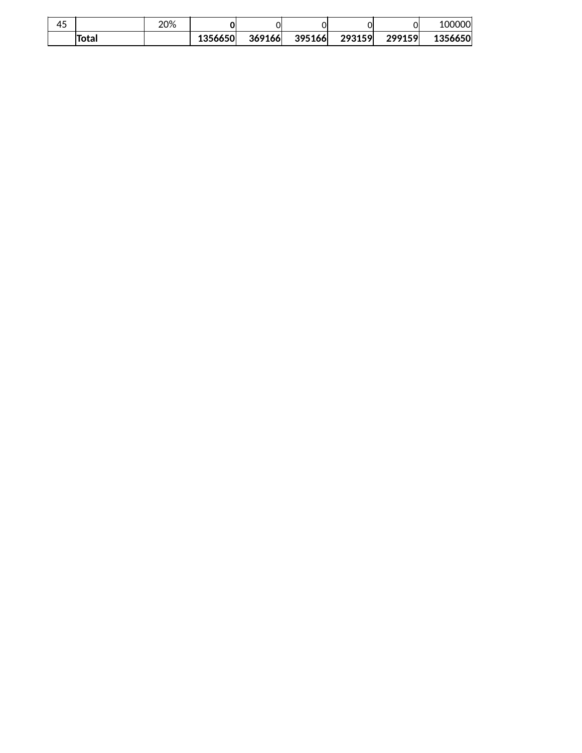| | | | | | | | | |
|---|---|---|---|---|---|---|---|---|
| 45 | | 20% | **0** | 0 | 0 | 0 | 0 | 100000 |
| | **Total** | | **1356650** | **369166** | **395166** | **293159** | **299159** | **1356650** |